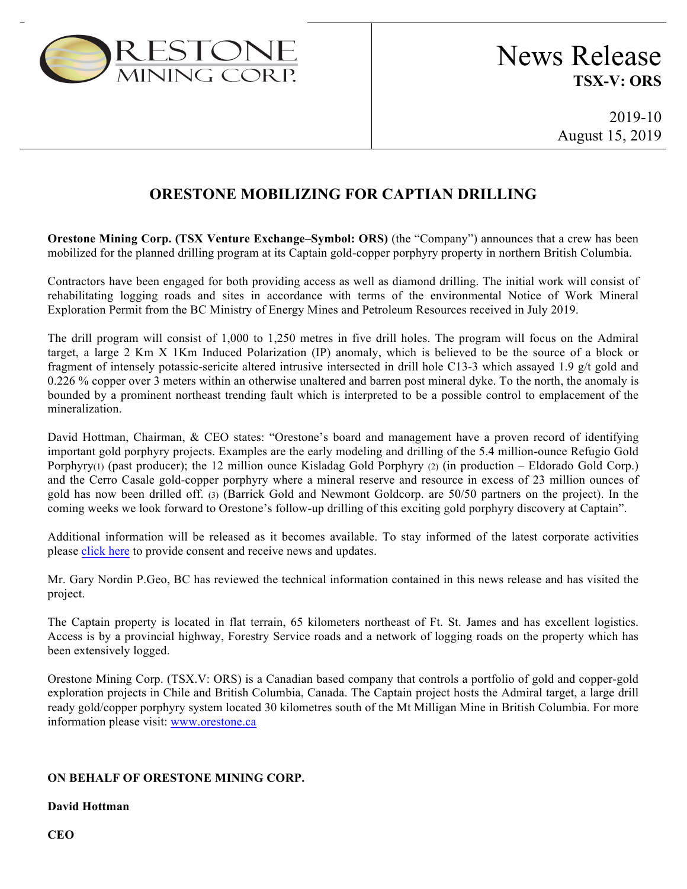**RESTONE MINING CORP.**

# News Release
**TSX-V: ORS**

2019-10
August 15, 2019

## ORESTONE MOBILIZING FOR CAPTIAN DRILLING

**Orestone Mining Corp. (TSX Venture Exchange–Symbol: ORS)** (the "Company") announces that a crew has been mobilized for the planned drilling program at its Captain gold-copper porphyry property in northern British Columbia.

Contractors have been engaged for both providing access as well as diamond drilling. The initial work will consist of rehabilitating logging roads and sites in accordance with terms of the environmental Notice of Work Mineral Exploration Permit from the BC Ministry of Energy Mines and Petroleum Resources received in July 2019.

The drill program will consist of 1,000 to 1,250 metres in five drill holes. The program will focus on the Admiral target, a large 2 Km X 1Km Induced Polarization (IP) anomaly, which is believed to be the source of a block or fragment of intensely potassic-sericite altered intrusive intersected in drill hole C13-3 which assayed 1.9 g/t gold and 0.226 % copper over 3 meters within an otherwise unaltered and barren post mineral dyke. To the north, the anomaly is bounded by a prominent northeast trending fault which is interpreted to be a possible control to emplacement of the mineralization.

David Hottman, Chairman, & CEO states: "Orestone's board and management have a proven record of identifying important gold porphyry projects. Examples are the early modeling and drilling of the 5.4 million-ounce Refugio Gold Porphyry(1) (past producer); the 12 million ounce Kisladag Gold Porphyry (2) (in production – Eldorado Gold Corp.) and the Cerro Casale gold-copper porphyry where a mineral reserve and resource in excess of 23 million ounces of gold has now been drilled off. (3) (Barrick Gold and Newmont Goldcorp. are 50/50 partners on the project). In the coming weeks we look forward to Orestone's follow-up drilling of this exciting gold porphyry discovery at Captain".

Additional information will be released as it becomes available. To stay informed of the latest corporate activities please click here to provide consent and receive news and updates.

Mr. Gary Nordin P.Geo, BC has reviewed the technical information contained in this news release and has visited the project.

The Captain property is located in flat terrain, 65 kilometers northeast of Ft. St. James and has excellent logistics. Access is by a provincial highway, Forestry Service roads and a network of logging roads on the property which has been extensively logged.

Orestone Mining Corp. (TSX.V: ORS) is a Canadian based company that controls a portfolio of gold and copper-gold exploration projects in Chile and British Columbia, Canada. The Captain project hosts the Admiral target, a large drill ready gold/copper porphyry system located 30 kilometres south of the Mt Milligan Mine in British Columbia. For more information please visit: www.orestone.ca

**ON BEHALF OF ORESTONE MINING CORP.**

**David Hottman**

**CEO**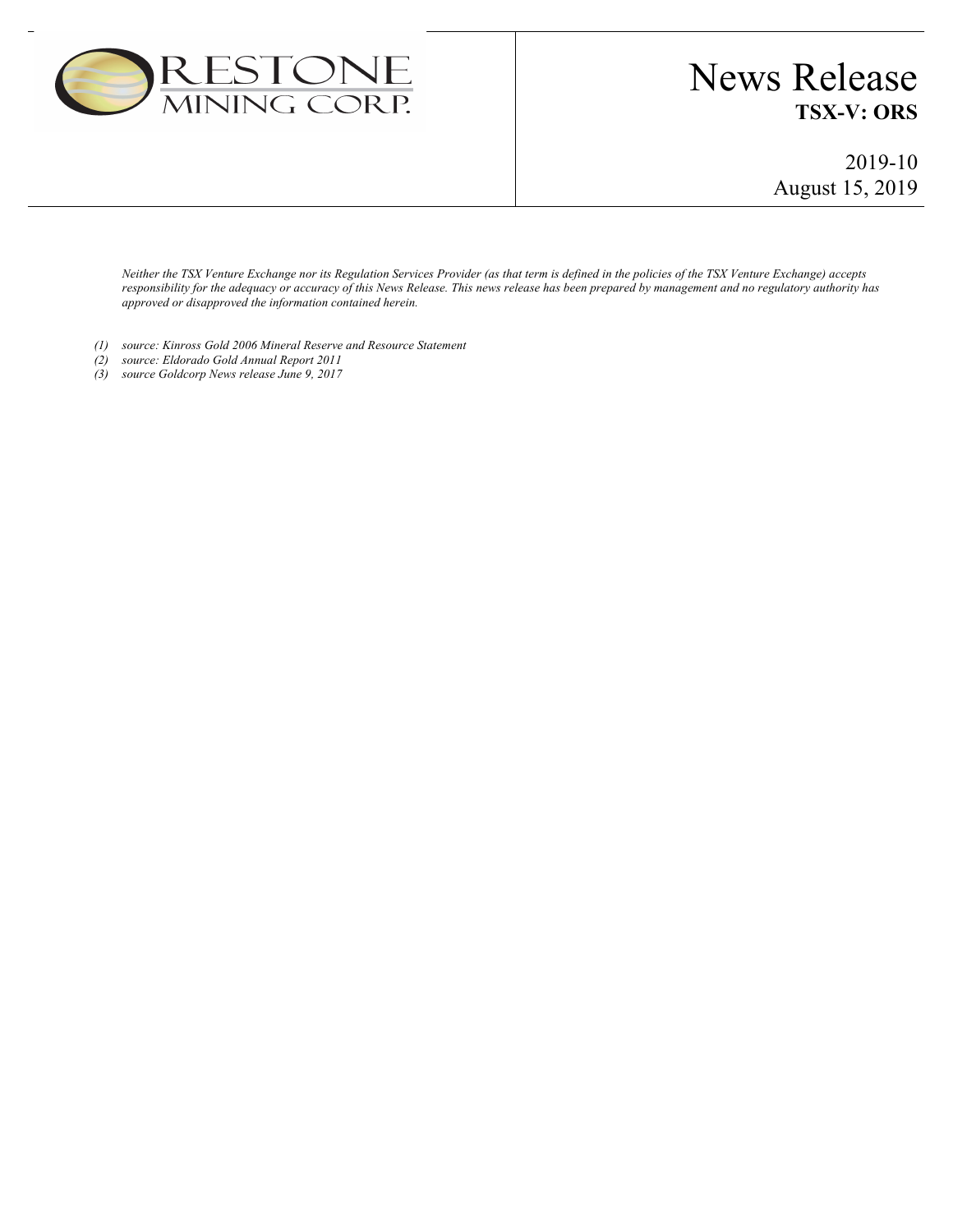# News Release
**TSX-V: ORS**

2019-10
August 15, 2019

*Neither the TSX Venture Exchange nor its Regulation Services Provider (as that term is defined in the policies of the TSX Venture Exchange) accepts responsibility for the adequacy or accuracy of this News Release. This news release has been prepared by management and no regulatory authority has approved or disapproved the information contained herein.*

*(1) source: Kinross Gold 2006 Mineral Reserve and Resource Statement*
*(2) source: Eldorado Gold Annual Report 2011*
*(3) source Goldcorp News release June 9, 2017*